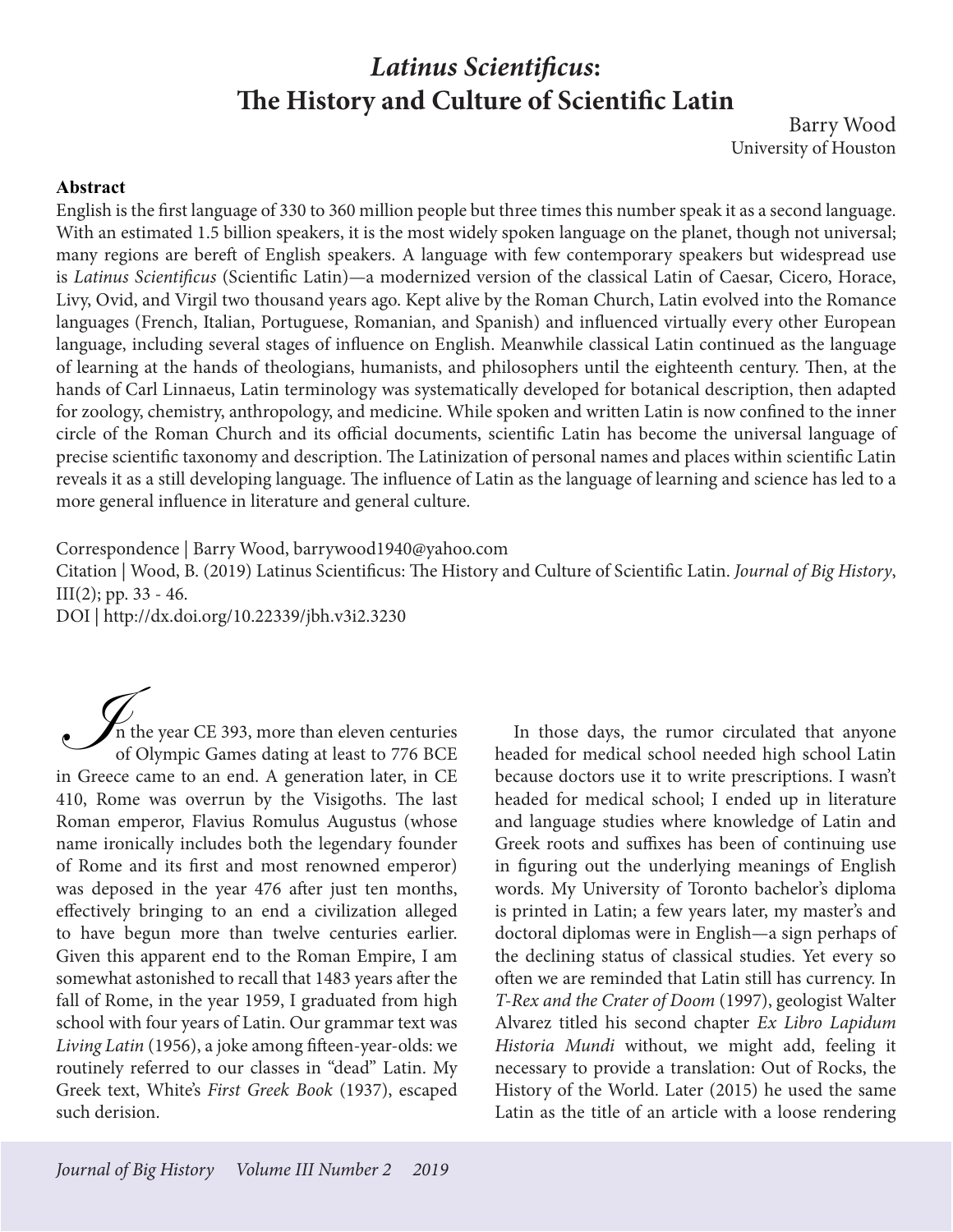# *Latinus Scientificus*: The History and Culture of Scientific Latin

Barry Wood
University of Houston

**Abstract**

English is the first language of 330 to 360 million people but three times this number speak it as a second language. With an estimated 1.5 billion speakers, it is the most widely spoken language on the planet, though not universal; many regions are bereft of English speakers. A language with few contemporary speakers but widespread use is *Latinus Scientificus* (Scientific Latin)—a modernized version of the classical Latin of Caesar, Cicero, Horace, Livy, Ovid, and Virgil two thousand years ago. Kept alive by the Roman Church, Latin evolved into the Romance languages (French, Italian, Portuguese, Romanian, and Spanish) and influenced virtually every other European language, including several stages of influence on English. Meanwhile classical Latin continued as the language of learning at the hands of theologians, humanists, and philosophers until the eighteenth century. Then, at the hands of Carl Linnaeus, Latin terminology was systematically developed for botanical description, then adapted for zoology, chemistry, anthropology, and medicine. While spoken and written Latin is now confined to the inner circle of the Roman Church and its official documents, scientific Latin has become the universal language of precise scientific taxonomy and description. The Latinization of personal names and places within scientific Latin reveals it as a still developing language. The influence of Latin as the language of learning and science has led to a more general influence in literature and general culture.

Correspondence | Barry Wood, barrywood1940@yahoo.com
Citation | Wood, B. (2019) Latinus Scientificus: The History and Culture of Scientific Latin. *Journal of Big History*, III(2); pp. 33 - 46.
DOI | http://dx.doi.org/10.22339/jbh.v3i2.3230

In the year CE 393, more than eleven centuries of Olympic Games dating at least to 776 BCE in Greece came to an end. A generation later, in CE 410, Rome was overrun by the Visigoths. The last Roman emperor, Flavius Romulus Augustus (whose name ironically includes both the legendary founder of Rome and its first and most renowned emperor) was deposed in the year 476 after just ten months, effectively bringing to an end a civilization alleged to have begun more than twelve centuries earlier. Given this apparent end to the Roman Empire, I am somewhat astonished to recall that 1483 years after the fall of Rome, in the year 1959, I graduated from high school with four years of Latin. Our grammar text was *Living Latin* (1956), a joke among fifteen-year-olds: we routinely referred to our classes in "dead" Latin. My Greek text, White's *First Greek Book* (1937), escaped such derision.

In those days, the rumor circulated that anyone headed for medical school needed high school Latin because doctors use it to write prescriptions. I wasn't headed for medical school; I ended up in literature and language studies where knowledge of Latin and Greek roots and suffixes has been of continuing use in figuring out the underlying meanings of English words. My University of Toronto bachelor's diploma is printed in Latin; a few years later, my master's and doctoral diplomas were in English—a sign perhaps of the declining status of classical studies. Yet every so often we are reminded that Latin still has currency. In *T-Rex and the Crater of Doom* (1997), geologist Walter Alvarez titled his second chapter *Ex Libro Lapidum Historia Mundi* without, we might add, feeling it necessary to provide a translation: Out of Rocks, the History of the World. Later (2015) he used the same Latin as the title of an article with a loose rendering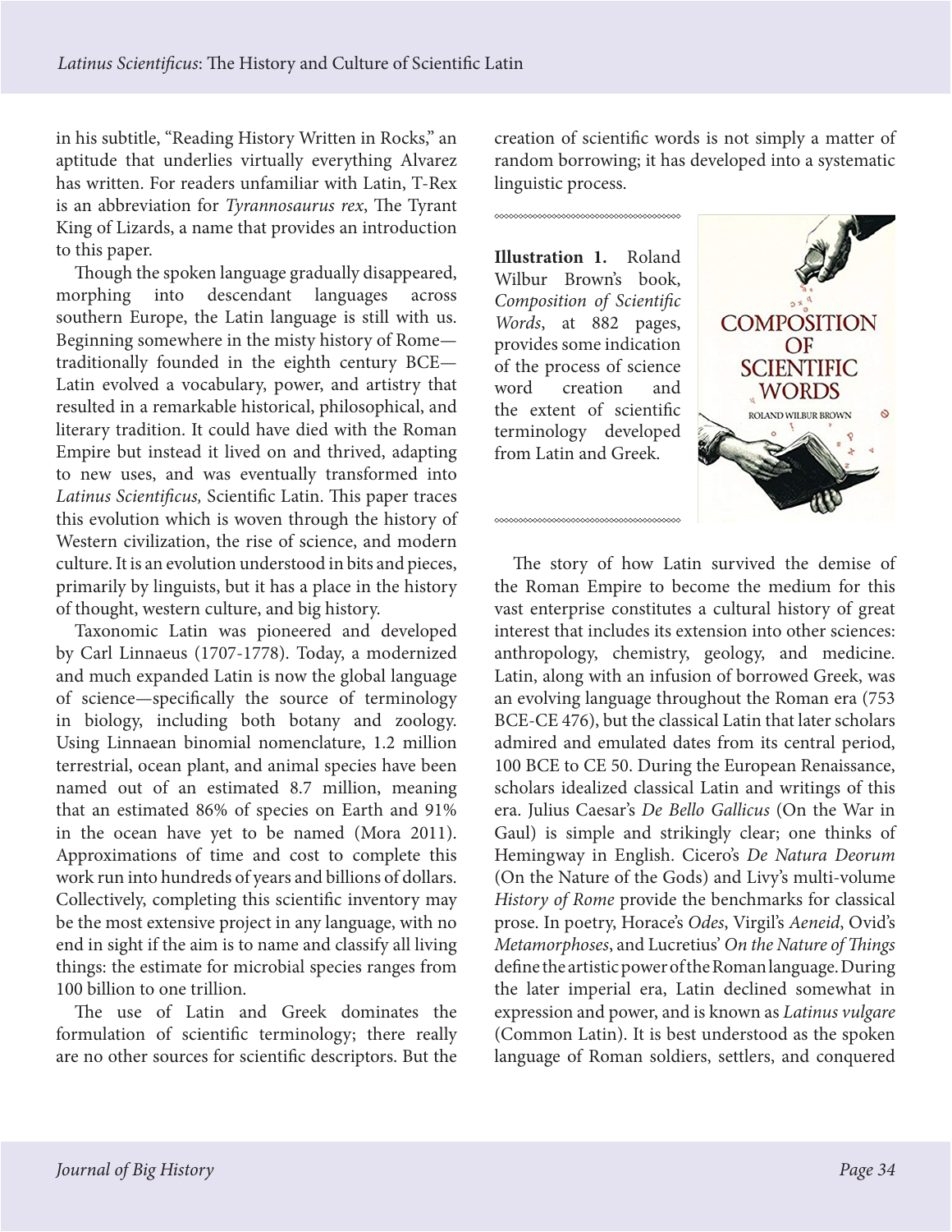in his subtitle, "Reading History Written in Rocks," an aptitude that underlies virtually everything Alvarez has written. For readers unfamiliar with Latin, T-Rex is an abbreviation for *Tyrannosaurus rex*, The Tyrant King of Lizards, a name that provides an introduction to this paper.

Though the spoken language gradually disappeared, morphing into descendant languages across southern Europe, the Latin language is still with us. Beginning somewhere in the misty history of Rome—traditionally founded in the eighth century BCE—Latin evolved a vocabulary, power, and artistry that resulted in a remarkable historical, philosophical, and literary tradition. It could have died with the Roman Empire but instead it lived on and thrived, adapting to new uses, and was eventually transformed into *Latinus Scientificus,* Scientific Latin. This paper traces this evolution which is woven through the history of Western civilization, the rise of science, and modern culture. It is an evolution understood in bits and pieces, primarily by linguists, but it has a place in the history of thought, western culture, and big history.

Taxonomic Latin was pioneered and developed by Carl Linnaeus (1707-1778). Today, a modernized and much expanded Latin is now the global language of science—specifically the source of terminology in biology, including both botany and zoology. Using Linnaean binomial nomenclature, 1.2 million terrestrial, ocean plant, and animal species have been named out of an estimated 8.7 million, meaning that an estimated 86% of species on Earth and 91% in the ocean have yet to be named (Mora 2011). Approximations of time and cost to complete this work run into hundreds of years and billions of dollars. Collectively, completing this scientific inventory may be the most extensive project in any language, with no end in sight if the aim is to name and classify all living things: the estimate for microbial species ranges from 100 billion to one trillion.

The use of Latin and Greek dominates the formulation of scientific terminology; there really are no other sources for scientific descriptors. But the creation of scientific words is not simply a matter of random borrowing; it has developed into a systematic linguistic process.

**Illustration 1.** Roland Wilbur Brown's book, *Composition of Scientific Words*, at 882 pages, provides some indication of the process of science word creation and the extent of scientific terminology developed from Latin and Greek.

The story of how Latin survived the demise of the Roman Empire to become the medium for this vast enterprise constitutes a cultural history of great interest that includes its extension into other sciences: anthropology, chemistry, geology, and medicine. Latin, along with an infusion of borrowed Greek, was an evolving language throughout the Roman era (753 BCE-CE 476), but the classical Latin that later scholars admired and emulated dates from its central period, 100 BCE to CE 50. During the European Renaissance, scholars idealized classical Latin and writings of this era. Julius Caesar's *De Bello Gallicus* (On the War in Gaul) is simple and strikingly clear; one thinks of Hemingway in English. Cicero's *De Natura Deorum* (On the Nature of the Gods) and Livy's multi-volume *History of Rome* provide the benchmarks for classical prose. In poetry, Horace's *Odes*, Virgil's *Aeneid*, Ovid's *Metamorphoses*, and Lucretius' *On the Nature of Things* define the artistic power of the Roman language. During the later imperial era, Latin declined somewhat in expression and power, and is known as *Latinus vulgare* (Common Latin). It is best understood as the spoken language of Roman soldiers, settlers, and conquered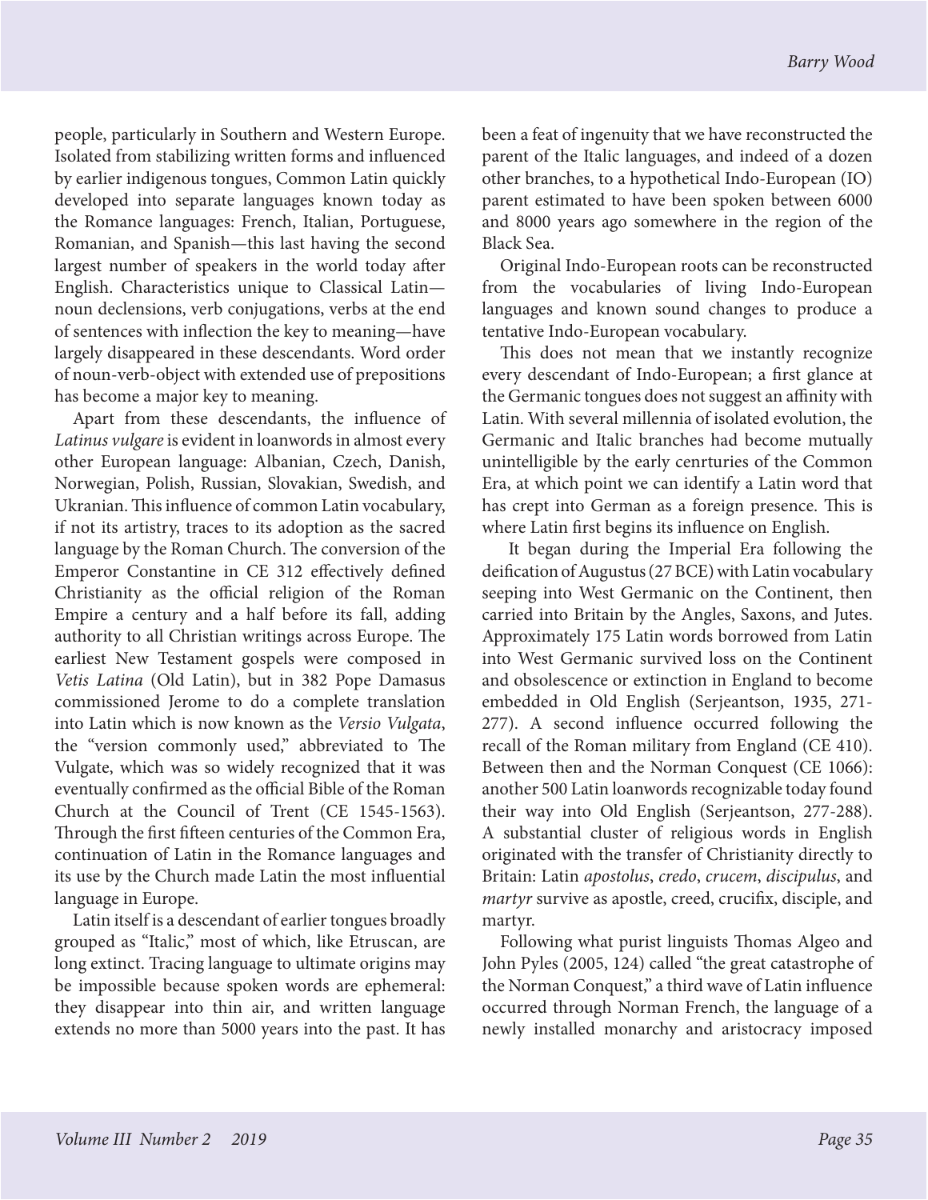people, particularly in Southern and Western Europe. Isolated from stabilizing written forms and influenced by earlier indigenous tongues, Common Latin quickly developed into separate languages known today as the Romance languages: French, Italian, Portuguese, Romanian, and Spanish—this last having the second largest number of speakers in the world today after English. Characteristics unique to Classical Latin—noun declensions, verb conjugations, verbs at the end of sentences with inflection the key to meaning—have largely disappeared in these descendants. Word order of noun-verb-object with extended use of prepositions has become a major key to meaning.

Apart from these descendants, the influence of *Latinus vulgare* is evident in loanwords in almost every other European language: Albanian, Czech, Danish, Norwegian, Polish, Russian, Slovakian, Swedish, and Ukranian. This influence of common Latin vocabulary, if not its artistry, traces to its adoption as the sacred language by the Roman Church. The conversion of the Emperor Constantine in CE 312 effectively defined Christianity as the official religion of the Roman Empire a century and a half before its fall, adding authority to all Christian writings across Europe. The earliest New Testament gospels were composed in *Vetis Latina* (Old Latin), but in 382 Pope Damasus commissioned Jerome to do a complete translation into Latin which is now known as the *Versio Vulgata*, the "version commonly used," abbreviated to The Vulgate, which was so widely recognized that it was eventually confirmed as the official Bible of the Roman Church at the Council of Trent (CE 1545-1563). Through the first fifteen centuries of the Common Era, continuation of Latin in the Romance languages and its use by the Church made Latin the most influential language in Europe.

Latin itself is a descendant of earlier tongues broadly grouped as "Italic," most of which, like Etruscan, are long extinct. Tracing language to ultimate origins may be impossible because spoken words are ephemeral: they disappear into thin air, and written language extends no more than 5000 years into the past. It has been a feat of ingenuity that we have reconstructed the parent of the Italic languages, and indeed of a dozen other branches, to a hypothetical Indo-European (IO) parent estimated to have been spoken between 6000 and 8000 years ago somewhere in the region of the Black Sea.

Original Indo-European roots can be reconstructed from the vocabularies of living Indo-European languages and known sound changes to produce a tentative Indo-European vocabulary.

This does not mean that we instantly recognize every descendant of Indo-European; a first glance at the Germanic tongues does not suggest an affinity with Latin. With several millennia of isolated evolution, the Germanic and Italic branches had become mutually unintelligible by the early cenrturies of the Common Era, at which point we can identify a Latin word that has crept into German as a foreign presence. This is where Latin first begins its influence on English.

It began during the Imperial Era following the deification of Augustus (27 BCE) with Latin vocabulary seeping into West Germanic on the Continent, then carried into Britain by the Angles, Saxons, and Jutes. Approximately 175 Latin words borrowed from Latin into West Germanic survived loss on the Continent and obsolescence or extinction in England to become embedded in Old English (Serjeantson, 1935, 271-277). A second influence occurred following the recall of the Roman military from England (CE 410). Between then and the Norman Conquest (CE 1066): another 500 Latin loanwords recognizable today found their way into Old English (Serjeantson, 277-288). A substantial cluster of religious words in English originated with the transfer of Christianity directly to Britain: Latin *apostolus*, *credo*, *crucem*, *discipulus*, and *martyr* survive as apostle, creed, crucifix, disciple, and martyr.

Following what purist linguists Thomas Algeo and John Pyles (2005, 124) called "the great catastrophe of the Norman Conquest," a third wave of Latin influence occurred through Norman French, the language of a newly installed monarchy and aristocracy imposed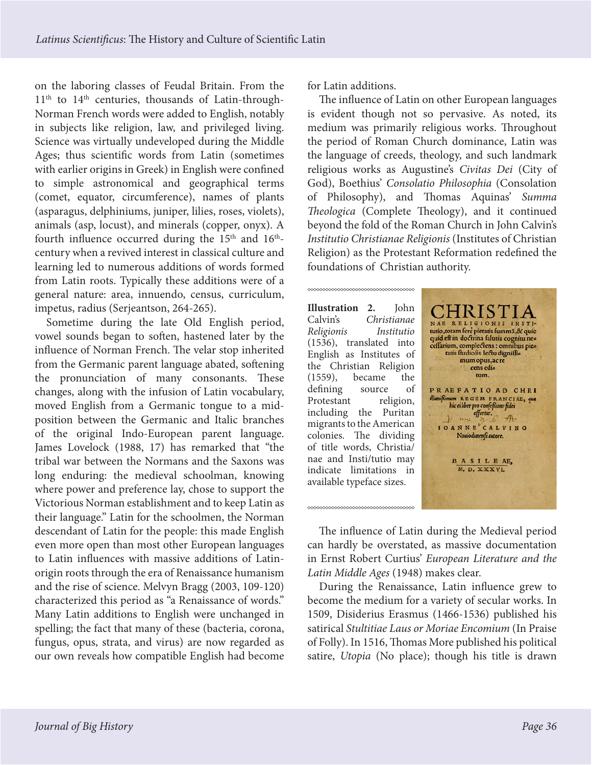on the laboring classes of Feudal Britain. From the 11th to 14th centuries, thousands of Latin-through-Norman French words were added to English, notably in subjects like religion, law, and privileged living. Science was virtually undeveloped during the Middle Ages; thus scientific words from Latin (sometimes with earlier origins in Greek) in English were confined to simple astronomical and geographical terms (comet, equator, circumference), names of plants (asparagus, delphiniums, juniper, lilies, roses, violets), animals (asp, locust), and minerals (copper, onyx). A fourth influence occurred during the 15th and 16th-century when a revived interest in classical culture and learning led to numerous additions of words formed from Latin roots. Typically these additions were of a general nature: area, innuendo, census, curriculum, impetus, radius (Serjeantson, 264-265).

Sometime during the late Old English period, vowel sounds began to soften, hastened later by the influence of Norman French. The velar stop inherited from the Germanic parent language abated, softening the pronunciation of many consonants. These changes, along with the infusion of Latin vocabulary, moved English from a Germanic tongue to a mid-position between the Germanic and Italic branches of the original Indo-European parent language. James Lovelock (1988, 17) has remarked that "the tribal war between the Normans and the Saxons was long enduring: the medieval schoolman, knowing where power and preference lay, chose to support the Victorious Norman establishment and to keep Latin as their language." Latin for the schoolmen, the Norman descendant of Latin for the people: this made English even more open than most other European languages to Latin influences with massive additions of Latin-origin roots through the era of Renaissance humanism and the rise of science. Melvyn Bragg (2003, 109-120) characterized this period as "a Renaissance of words." Many Latin additions to English were unchanged in spelling; the fact that many of these (bacteria, corona, fungus, opus, strata, and virus) are now regarded as our own reveals how compatible English had become for Latin additions.

The influence of Latin on other European languages is evident though not so pervasive. As noted, its medium was primarily religious works. Throughout the period of Roman Church dominance, Latin was the language of creeds, theology, and such landmark religious works as Augustine's *Civitas Dei* (City of God), Boethius' *Consolatio Philosophia* (Consolation of Philosophy), and Thomas Aquinas' *Summa Theologica* (Complete Theology), and it continued beyond the fold of the Roman Church in John Calvin's *Institutio Christianae Religionis* (Institutes of Christian Religion) as the Protestant Reformation redefined the foundations of Christian authority.

**Illustration 2.** John Calvin's *Christianae Religionis Institutio* (1536), translated into English as Institutes of the Christian Religion (1559), became the defining source of Protestant religion, including the Puritan migrants to the American colonies. The dividing of title words, Christia/nae and Insti/tutio may indicate limitations in available typeface sizes.

The influence of Latin during the Medieval period can hardly be overstated, as massive documentation in Ernst Robert Curtius' *European Literature and the Latin Middle Ages* (1948) makes clear.

During the Renaissance, Latin influence grew to become the medium for a variety of secular works. In 1509, Disiderius Erasmus (1466-1536) published his satirical *Stultitiae Laus or Moriae Encomium* (In Praise of Folly). In 1516, Thomas More published his political satire, *Utopia* (No place); though his title is drawn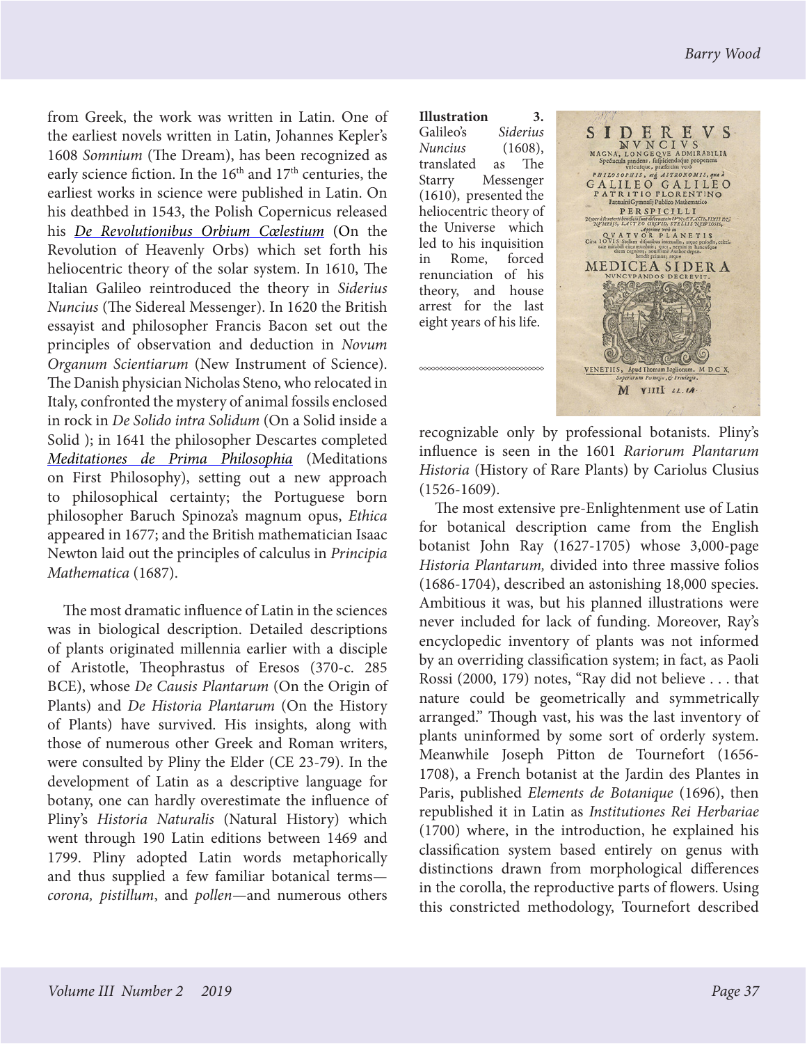from Greek, the work was written in Latin. One of the earliest novels written in Latin, Johannes Kepler's 1608 *Somnium* (The Dream), has been recognized as early science fiction. In the 16th and 17th centuries, the earliest works in science were published in Latin. On his deathbed in 1543, the Polish Copernicus released his *De Revolutionibus Orbium Cœlestium* (On the Revolution of Heavenly Orbs) which set forth his heliocentric theory of the solar system. In 1610, The Italian Galileo reintroduced the theory in *Siderius Nuncius* (The Sidereal Messenger). In 1620 the British essayist and philosopher Francis Bacon set out the principles of observation and deduction in *Novum Organum Scientiarum* (New Instrument of Science). The Danish physician Nicholas Steno, who relocated in Italy, confronted the mystery of animal fossils enclosed in rock in *De Solido intra Solidum* (On a Solid inside a Solid ); in 1641 the philosopher Descartes completed *Meditationes de Prima Philosophia* (Meditations on First Philosophy), setting out a new approach to philosophical certainty; the Portuguese born philosopher Baruch Spinoza's magnum opus, *Ethica* appeared in 1677; and the British mathematician Isaac Newton laid out the principles of calculus in *Principia Mathematica* (1687).

The most dramatic influence of Latin in the sciences was in biological description. Detailed descriptions of plants originated millennia earlier with a disciple of Aristotle, Theophrastus of Eresos (370-c. 285 BCE), whose *De Causis Plantarum* (On the Origin of Plants) and *De Historia Plantarum* (On the History of Plants) have survived. His insights, along with those of numerous other Greek and Roman writers, were consulted by Pliny the Elder (CE 23-79). In the development of Latin as a descriptive language for botany, one can hardly overestimate the influence of Pliny's *Historia Naturalis* (Natural History) which went through 190 Latin editions between 1469 and 1799. Pliny adopted Latin words metaphorically and thus supplied a few familiar botanical terms—*corona, pistillum*, and *pollen*—and numerous others recognizable only by professional botanists. Pliny's influence is seen in the 1601 *Rariorum Plantarum Historia* (History of Rare Plants) by Cariolus Clusius (1526-1609).

**Illustration 3.** Galileo's *Siderius Nuncius* (1608), translated as The Starry Messenger (1610), presented the heliocentric theory of the Universe which led to his inquisition in Rome, forced renunciation of his theory, and house arrest for the last eight years of his life.

The most extensive pre-Enlightenment use of Latin for botanical description came from the English botanist John Ray (1627-1705) whose 3,000-page *Historia Plantarum,* divided into three massive folios (1686-1704), described an astonishing 18,000 species. Ambitious it was, but his planned illustrations were never included for lack of funding. Moreover, Ray's encyclopedic inventory of plants was not informed by an overriding classification system; in fact, as Paoli Rossi (2000, 179) notes, "Ray did not believe . . . that nature could be geometrically and symmetrically arranged." Though vast, his was the last inventory of plants uninformed by some sort of orderly system. Meanwhile Joseph Pitton de Tournefort (1656-1708), a French botanist at the Jardin des Plantes in Paris, published *Elements de Botanique* (1696), then republished it in Latin as *Institutiones Rei Herbariae* (1700) where, in the introduction, he explained his classification system based entirely on genus with distinctions drawn from morphological differences in the corolla, the reproductive parts of flowers. Using this constricted methodology, Tournefort described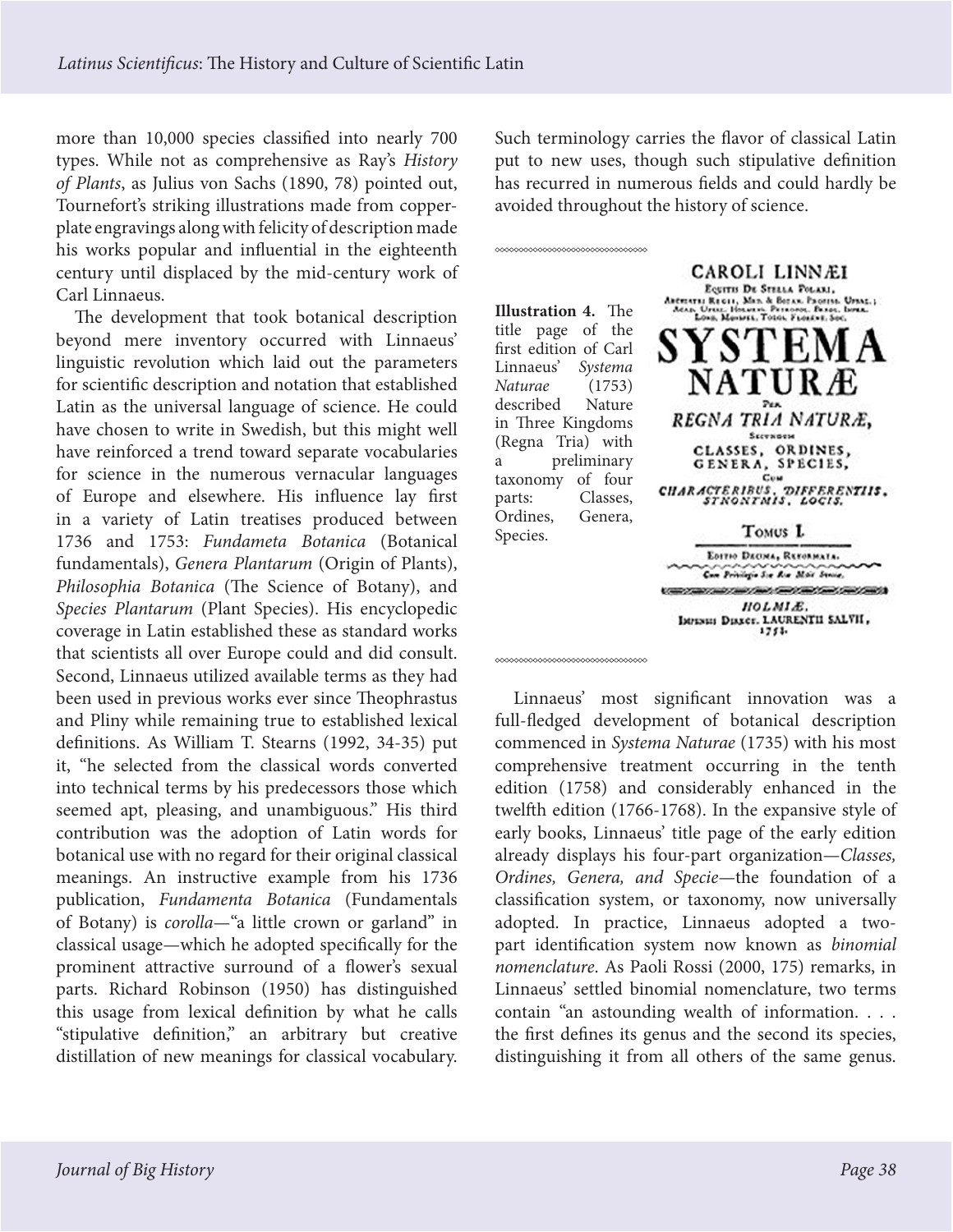more than 10,000 species classified into nearly 700 types. While not as comprehensive as Ray's *History of Plants*, as Julius von Sachs (1890, 78) pointed out, Tournefort's striking illustrations made from copper-plate engravings along with felicity of description made his works popular and influential in the eighteenth century until displaced by the mid-century work of Carl Linnaeus.

The development that took botanical description beyond mere inventory occurred with Linnaeus' linguistic revolution which laid out the parameters for scientific description and notation that established Latin as the universal language of science. He could have chosen to write in Swedish, but this might well have reinforced a trend toward separate vocabularies for science in the numerous vernacular languages of Europe and elsewhere. His influence lay first in a variety of Latin treatises produced between 1736 and 1753: *Fundameta Botanica* (Botanical fundamentals), *Genera Plantarum* (Origin of Plants), *Philosophia Botanica* (The Science of Botany), and *Species Plantarum* (Plant Species). His encyclopedic coverage in Latin established these as standard works that scientists all over Europe could and did consult. Second, Linnaeus utilized available terms as they had been used in previous works ever since Theophrastus and Pliny while remaining true to established lexical definitions. As William T. Stearns (1992, 34-35) put it, "he selected from the classical words converted into technical terms by his predecessors those which seemed apt, pleasing, and unambiguous." His third contribution was the adoption of Latin words for botanical use with no regard for their original classical meanings. An instructive example from his 1736 publication, *Fundamenta Botanica* (Fundamentals of Botany) is *corolla*—"a little crown or garland" in classical usage—which he adopted specifically for the prominent attractive surround of a flower's sexual parts. Richard Robinson (1950) has distinguished this usage from lexical definition by what he calls "stipulative definition," an arbitrary but creative distillation of new meanings for classical vocabulary. Such terminology carries the flavor of classical Latin put to new uses, though such stipulative definition has recurred in numerous fields and could hardly be avoided throughout the history of science.

**Illustration 4.** The title page of the first edition of Carl Linnaeus' *Systema Naturae* (1753) described Nature in Three Kingdoms (Regna Tria) with a preliminary taxonomy of four parts: Classes, Ordines, Genera, Species.

Linnaeus' most significant innovation was a full-fledged development of botanical description commenced in *Systema Naturae* (1735) with his most comprehensive treatment occurring in the tenth edition (1758) and considerably enhanced in the twelfth edition (1766-1768). In the expansive style of early books, Linnaeus' title page of the early edition already displays his four-part organization—*Classes, Ordines, Genera, and Specie*—the foundation of a classification system, or taxonomy, now universally adopted. In practice, Linnaeus adopted a two-part identification system now known as *binomial nomenclature*. As Paoli Rossi (2000, 175) remarks, in Linnaeus' settled binomial nomenclature, two terms contain "an astounding wealth of information. . . . the first defines its genus and the second its species, distinguishing it from all others of the same genus.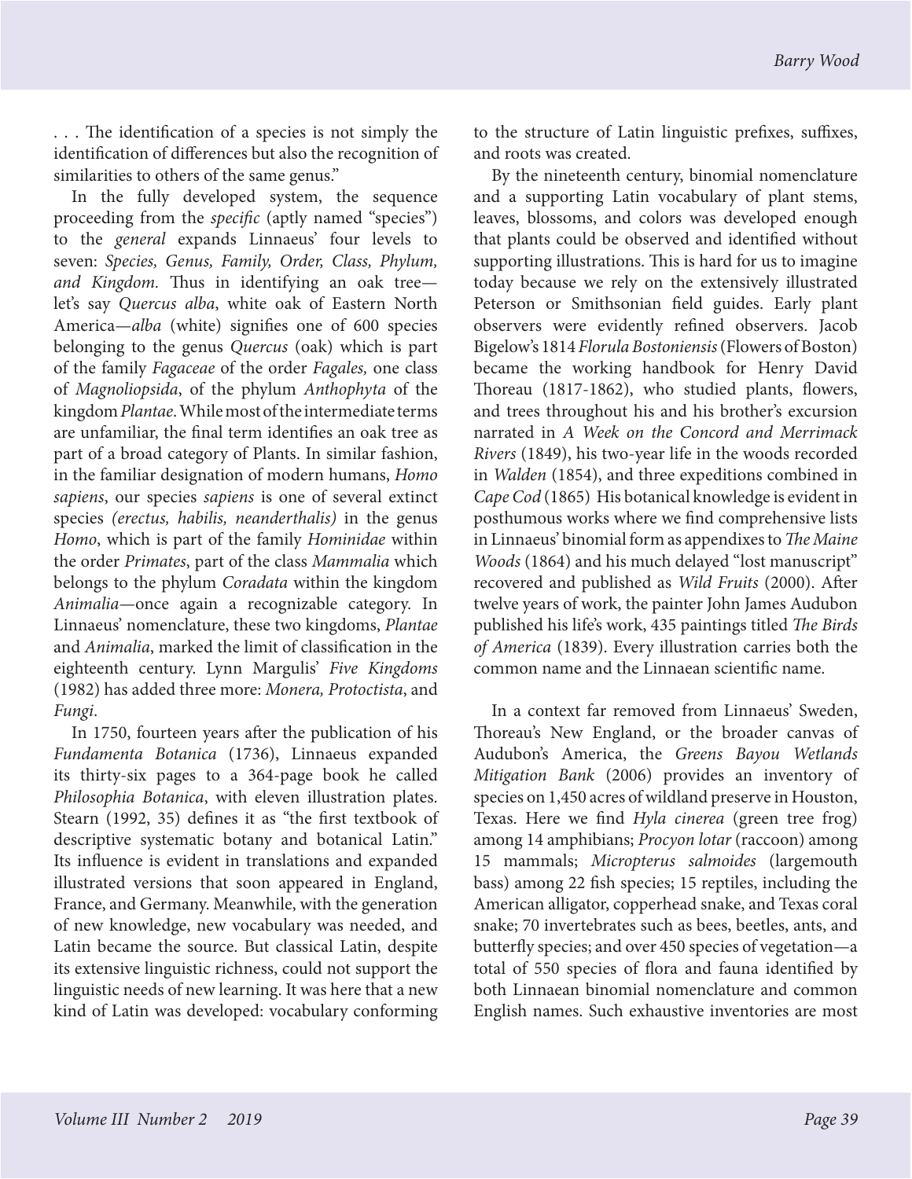. . . The identification of a species is not simply the identification of differences but also the recognition of similarities to others of the same genus."

In the fully developed system, the sequence proceeding from the *specific* (aptly named "species") to the *general* expands Linnaeus' four levels to seven: *Species, Genus, Family, Order, Class, Phylum, and Kingdom.* Thus in identifying an oak tree—let's say *Quercus alba*, white oak of Eastern North America—*alba* (white) signifies one of 600 species belonging to the genus *Quercus* (oak) which is part of the family *Fagaceae* of the order *Fagales,* one class of *Magnoliopsida*, of the phylum *Anthophyta* of the kingdom *Plantae*. While most of the intermediate terms are unfamiliar, the final term identifies an oak tree as part of a broad category of Plants. In similar fashion, in the familiar designation of modern humans, *Homo sapiens*, our species *sapiens* is one of several extinct species *(erectus, habilis, neanderthalis)* in the genus *Homo*, which is part of the family *Hominidae* within the order *Primates*, part of the class *Mammalia* which belongs to the phylum *Coradata* within the kingdom *Animalia*—once again a recognizable category. In Linnaeus' nomenclature, these two kingdoms, *Plantae* and *Animalia*, marked the limit of classification in the eighteenth century. Lynn Margulis' *Five Kingdoms* (1982) has added three more: *Monera, Protoctista*, and *Fungi*.

In 1750, fourteen years after the publication of his *Fundamenta Botanica* (1736), Linnaeus expanded its thirty-six pages to a 364-page book he called *Philosophia Botanica*, with eleven illustration plates. Stearn (1992, 35) defines it as "the first textbook of descriptive systematic botany and botanical Latin." Its influence is evident in translations and expanded illustrated versions that soon appeared in England, France, and Germany. Meanwhile, with the generation of new knowledge, new vocabulary was needed, and Latin became the source. But classical Latin, despite its extensive linguistic richness, could not support the linguistic needs of new learning. It was here that a new kind of Latin was developed: vocabulary conforming to the structure of Latin linguistic prefixes, suffixes, and roots was created.

By the nineteenth century, binomial nomenclature and a supporting Latin vocabulary of plant stems, leaves, blossoms, and colors was developed enough that plants could be observed and identified without supporting illustrations. This is hard for us to imagine today because we rely on the extensively illustrated Peterson or Smithsonian field guides. Early plant observers were evidently refined observers. Jacob Bigelow's 1814 *Florula Bostoniensis* (Flowers of Boston) became the working handbook for Henry David Thoreau (1817-1862), who studied plants, flowers, and trees throughout his and his brother's excursion narrated in *A Week on the Concord and Merrimack Rivers* (1849), his two-year life in the woods recorded in *Walden* (1854), and three expeditions combined in *Cape Cod* (1865) His botanical knowledge is evident in posthumous works where we find comprehensive lists in Linnaeus' binomial form as appendixes to *The Maine Woods* (1864) and his much delayed "lost manuscript" recovered and published as *Wild Fruits* (2000). After twelve years of work, the painter John James Audubon published his life's work, 435 paintings titled *The Birds of America* (1839). Every illustration carries both the common name and the Linnaean scientific name.

In a context far removed from Linnaeus' Sweden, Thoreau's New England, or the broader canvas of Audubon's America, the *Greens Bayou Wetlands Mitigation Bank* (2006) provides an inventory of species on 1,450 acres of wildland preserve in Houston, Texas. Here we find *Hyla cinerea* (green tree frog) among 14 amphibians; *Procyon lotar* (raccoon) among 15 mammals; *Micropterus salmoides* (largemouth bass) among 22 fish species; 15 reptiles, including the American alligator, copperhead snake, and Texas coral snake; 70 invertebrates such as bees, beetles, ants, and butterfly species; and over 450 species of vegetation—a total of 550 species of flora and fauna identified by both Linnaean binomial nomenclature and common English names. Such exhaustive inventories are most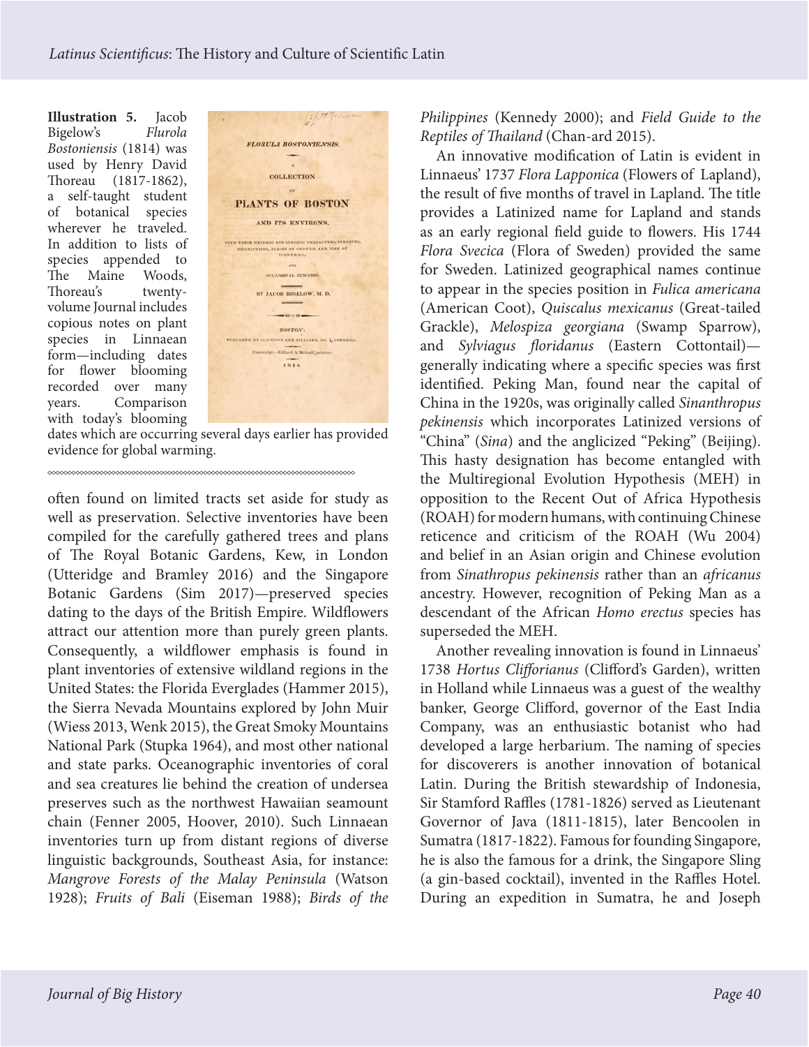**Illustration 5.** Jacob Bigelow's *Flurola Bostoniensis* (1814) was used by Henry David Thoreau (1817-1862), a self-taught student of botanical species wherever he traveled. In addition to lists of species appended to The Maine Woods, Thoreau's twenty-volume Journal includes copious notes on plant species in Linnaean form—including dates for flower blooming recorded over many years. Comparison with today's blooming dates which are occurring several days earlier has provided evidence for global warming.

often found on limited tracts set aside for study as well as preservation. Selective inventories have been compiled for the carefully gathered trees and plans of The Royal Botanic Gardens, Kew, in London (Utteridge and Bramley 2016) and the Singapore Botanic Gardens (Sim 2017)—preserved species dating to the days of the British Empire. Wildflowers attract our attention more than purely green plants. Consequently, a wildflower emphasis is found in plant inventories of extensive wildland regions in the United States: the Florida Everglades (Hammer 2015), the Sierra Nevada Mountains explored by John Muir (Wiess 2013, Wenk 2015), the Great Smoky Mountains National Park (Stupka 1964), and most other national and state parks. Oceanographic inventories of coral and sea creatures lie behind the creation of undersea preserves such as the northwest Hawaiian seamount chain (Fenner 2005, Hoover, 2010). Such Linnaean inventories turn up from distant regions of diverse linguistic backgrounds, Southeast Asia, for instance: *Mangrove Forests of the Malay Peninsula* (Watson 1928); *Fruits of Bali* (Eiseman 1988); *Birds of the Philippines* (Kennedy 2000); and *Field Guide to the Reptiles of Thailand* (Chan-ard 2015).

An innovative modification of Latin is evident in Linnaeus' 1737 *Flora Lapponica* (Flowers of Lapland), the result of five months of travel in Lapland. The title provides a Latinized name for Lapland and stands as an early regional field guide to flowers. His 1744 *Flora Svecica* (Flora of Sweden) provided the same for Sweden. Latinized geographical names continue to appear in the species position in *Fulica americana* (American Coot), *Quiscalus mexicanus* (Great-tailed Grackle), *Melospiza georgiana* (Swamp Sparrow), and *Sylviagus floridanus* (Eastern Cottontail)—generally indicating where a specific species was first identified. Peking Man, found near the capital of China in the 1920s, was originally called *Sinanthropus pekinensis* which incorporates Latinized versions of "China" (*Sina*) and the anglicized "Peking" (Beijing). This hasty designation has become entangled with the Multiregional Evolution Hypothesis (MEH) in opposition to the Recent Out of Africa Hypothesis (ROAH) for modern humans, with continuing Chinese reticence and criticism of the ROAH (Wu 2004) and belief in an Asian origin and Chinese evolution from *Sinathropus pekinensis* rather than an *africanus* ancestry. However, recognition of Peking Man as a descendant of the African *Homo erectus* species has superseded the MEH.

Another revealing innovation is found in Linnaeus' 1738 *Hortus Cliffornianus* (Clifford's Garden), written in Holland while Linnaeus was a guest of the wealthy banker, George Clifford, governor of the East India Company, was an enthusiastic botanist who had developed a large herbarium. The naming of species for discoverers is another innovation of botanical Latin. During the British stewardship of Indonesia, Sir Stamford Raffles (1781-1826) served as Lieutenant Governor of Java (1811-1815), later Bencoolen in Sumatra (1817-1822). Famous for founding Singapore, he is also the famous for a drink, the Singapore Sling (a gin-based cocktail), invented in the Raffles Hotel. During an expedition in Sumatra, he and Joseph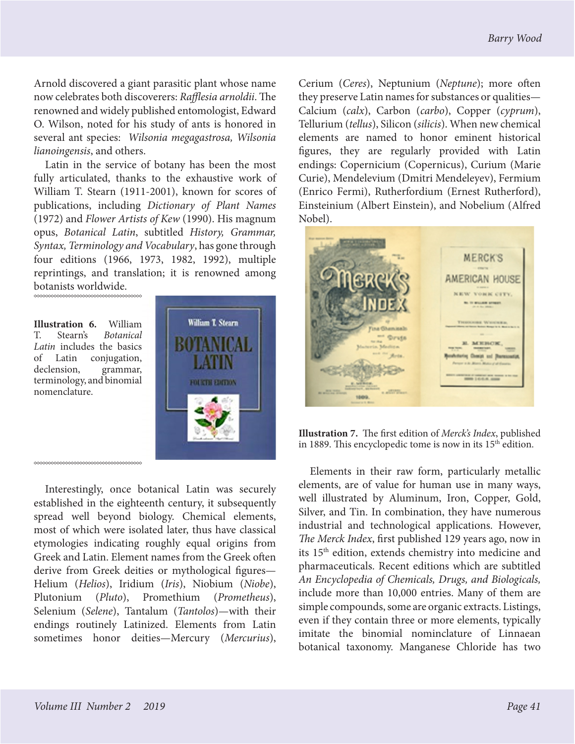Arnold discovered a giant parasitic plant whose name now celebrates both discoverers: *Rafflesia arnoldii*. The renowned and widely published entomologist, Edward O. Wilson, noted for his study of ants is honored in several ant species: *Wilsonia megagastrosa, Wilsonia lianoingensis*, and others.

Latin in the service of botany has been the most fully articulated, thanks to the exhaustive work of William T. Stearn (1911-2001), known for scores of publications, including *Dictionary of Plant Names* (1972) and *Flower Artists of Kew* (1990). His magnum opus, *Botanical Latin*, subtitled *History, Grammar, Syntax, Terminology and Vocabulary*, has gone through four editions (1966, 1973, 1982, 1992), multiple reprintings, and translation; it is renowned among botanists worldwide.

**Illustration 6.** William T. Stearn's *Botanical Latin* includes the basics of Latin conjugation, declension, grammar, terminology, and binomial nomenclature.

Interestingly, once botanical Latin was securely established in the eighteenth century, it subsequently spread well beyond biology. Chemical elements, most of which were isolated later, thus have classical etymologies indicating roughly equal origins from Greek and Latin. Element names from the Greek often derive from Greek deities or mythological figures—Helium (*Helios*), Iridium (*Iris*), Niobium (*Niobe*), Plutonium (*Pluto*), Promethium (*Prometheus*), Selenium (*Selene*), Tantalum (*Tantolos*)—with their endings routinely Latinized. Elements from Latin sometimes honor deities—Mercury (*Mercurius*), Cerium (*Ceres*), Neptunium (*Neptune*); more often they preserve Latin names for substances or qualities—Calcium (*calx*), Carbon (*carbo*), Copper (*cyprum*), Tellurium (*tellus*), Silicon (*silicis*). When new chemical elements are named to honor eminent historical figures, they are regularly provided with Latin endings: Copernicium (Copernicus), Curium (Marie Curie), Mendelevium (Dmitri Mendeleyev), Fermium (Enrico Fermi), Rutherfordium (Ernest Rutherford), Einsteinium (Albert Einstein), and Nobelium (Alfred Nobel).

**Illustration 7.** The first edition of *Merck's Index*, published in 1889. This encyclopedic tome is now in its 15th edition.

Elements in their raw form, particularly metallic elements, are of value for human use in many ways, well illustrated by Aluminum, Iron, Copper, Gold, Silver, and Tin. In combination, they have numerous industrial and technological applications. However, *The Merck Index*, first published 129 years ago, now in its 15th edition, extends chemistry into medicine and pharmaceuticals. Recent editions which are subtitled *An Encyclopedia of Chemicals, Drugs, and Biologicals,* include more than 10,000 entries. Many of them are simple compounds, some are organic extracts. Listings, even if they contain three or more elements, typically imitate the binomial nomincläture of Linnaean botanical taxonomy. Manganese Chloride has two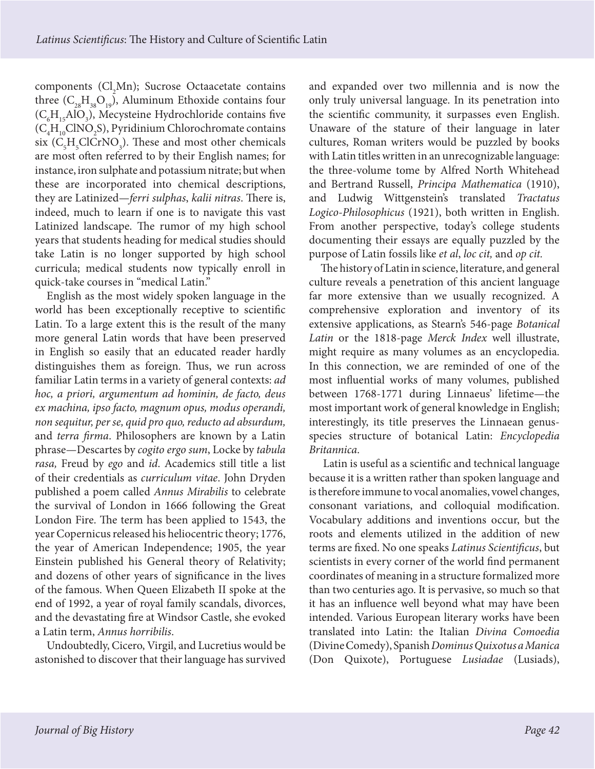components ($Cl_2Mn$); Sucrose Octaacetate contains three ($C_{28}H_{38}O_{19}$), Aluminum Ethoxide contains four ($C_6H_{15}AlO_3$), Mecysteine Hydrochloride contains five ($C_4H_{10}ClNO_2S$), Pyridinium Chlorochromate contains six ($C_5H_5ClCrNO_3$). These and most other chemicals are most often referred to by their English names; for instance, iron sulphate and potassium nitrate; but when these are incorporated into chemical descriptions, they are Latinized—*ferri sulphas*, *kalii nitras*. There is, indeed, much to learn if one is to navigate this vast Latinized landscape. The rumor of my high school years that students heading for medical studies should take Latin is no longer supported by high school curricula; medical students now typically enroll in quick-take courses in "medical Latin."

English as the most widely spoken language in the world has been exceptionally receptive to scientific Latin. To a large extent this is the result of the many more general Latin words that have been preserved in English so easily that an educated reader hardly distinguishes them as foreign. Thus, we run across familiar Latin terms in a variety of general contexts: *ad hoc, a priori, argumentum ad hominin, de facto, deus ex machina, ipso facto, magnum opus, modus operandi, non sequitur, per se, quid pro quo, reducto ad absurdum,* and *terra firma*. Philosophers are known by a Latin phrase—Descartes by *cogito ergo sum*, Locke by *tabula rasa,* Freud by *ego* and *id*. Academics still title a list of their credentials as *curriculum vitae*. John Dryden published a poem called *Annus Mirabilis* to celebrate the survival of London in 1666 following the Great London Fire. The term has been applied to 1543, the year Copernicus released his heliocentric theory; 1776, the year of American Independence; 1905, the year Einstein published his General theory of Relativity; and dozens of other years of significance in the lives of the famous. When Queen Elizabeth II spoke at the end of 1992, a year of royal family scandals, divorces, and the devastating fire at Windsor Castle, she evoked a Latin term, *Annus horribilis*.

Undoubtedly, Cicero, Virgil, and Lucretius would be astonished to discover that their language has survived and expanded over two millennia and is now the only truly universal language. In its penetration into the scientific community, it surpasses even English. Unaware of the stature of their language in later cultures, Roman writers would be puzzled by books with Latin titles written in an unrecognizable language: the three-volume tome by Alfred North Whitehead and Bertrand Russell, *Principa Mathematica* (1910), and Ludwig Wittgenstein's translated *Tractatus Logico-Philosophicus* (1921), both written in English. From another perspective, today's college students documenting their essays are equally puzzled by the purpose of Latin fossils like *et al*, *loc cit,* and *op cit.*

The history of Latin in science, literature, and general culture reveals a penetration of this ancient language far more extensive than we usually recognized. A comprehensive exploration and inventory of its extensive applications, as Stearn's 546-page *Botanical Latin* or the 1818-page *Merck Index* well illustrate, might require as many volumes as an encyclopedia. In this connection, we are reminded of one of the most influential works of many volumes, published between 1768-1771 during Linnaeus' lifetime—the most important work of general knowledge in English; interestingly, its title preserves the Linnaean genus-species structure of botanical Latin: *Encyclopedia Britannica*.

Latin is useful as a scientific and technical language because it is a written rather than spoken language and is therefore immune to vocal anomalies, vowel changes, consonant variations, and colloquial modification. Vocabulary additions and inventions occur, but the roots and elements utilized in the addition of new terms are fixed. No one speaks *Latinus Scientificus*, but scientists in every corner of the world find permanent coordinates of meaning in a structure formalized more than two centuries ago. It is pervasive, so much so that it has an influence well beyond what may have been intended. Various European literary works have been translated into Latin: the Italian *Divina Comoedia* (Divine Comedy), Spanish *Dominus Quixotus a Manica* (Don Quixote), Portuguese *Lusiadae* (Lusiads),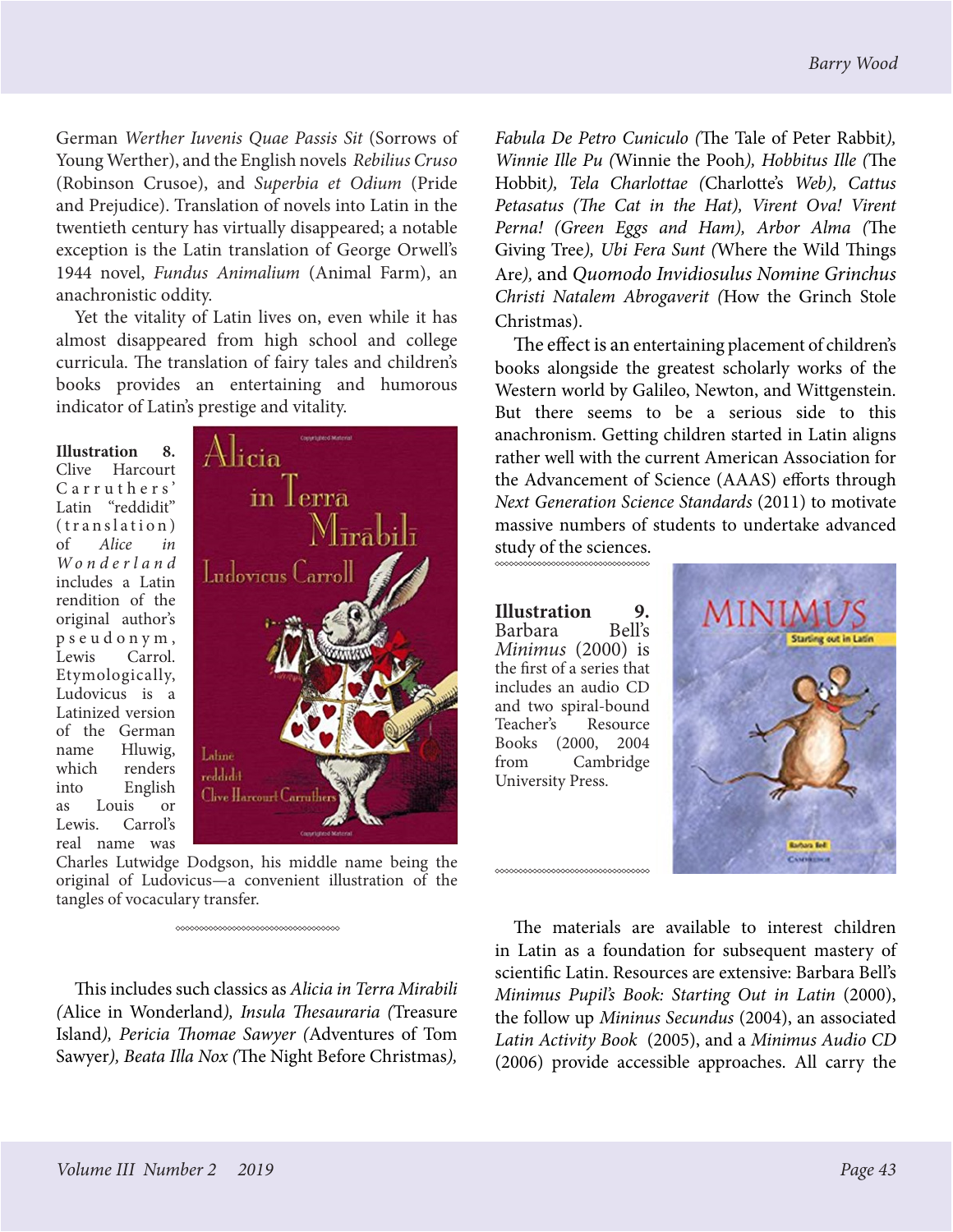German *Werther Iuvenis Quae Passis Sit* (Sorrows of Young Werther), and the English novels *Rebilius Cruso* (Robinson Crusoe), and *Superbia et Odium* (Pride and Prejudice). Translation of novels into Latin in the twentieth century has virtually disappeared; a notable exception is the Latin translation of George Orwell's 1944 novel, *Fundus Animalium* (Animal Farm), an anachronistic oddity.

Yet the vitality of Latin lives on, even while it has almost disappeared from high school and college curricula. The translation of fairy tales and children's books provides an entertaining and humorous indicator of Latin's prestige and vitality.

**Illustration 8.** Clive Harcourt Carruthers' Latin "reddidit" (translation) of *Alice in Wonderland* includes a Latin rendition of the original author's pseudonym, Lewis Carrol. Etymologically, Ludovicus is a Latinized version of the German name Hluwig, which renders into English as Louis or Lewis. Carrol's real name was Charles Lutwidge Dodgson, his middle name being the original of Ludovicus—a convenient illustration of the tangles of vocaculary transfer.

This includes such classics as *Alicia in Terra Mirabili (*Alice in Wonderland*), Insula Thesauraria (*Treasure Island*), Pericia Thomae Sawyer (*Adventures of Tom Sawyer*), Beata Illa Nox (*The Night Before Christmas*), Fabula De Petro Cuniculo (*The Tale of Peter Rabbit*), Winnie Ille Pu (*Winnie the Pooh*), Hobbitus Ille (*The Hobbit*), Tela Charlottae (*Charlotte's *Web), Cattus Petasatus (The Cat in the Hat), Virent Ova! Virent Perna! (Green Eggs and Ham), Arbor Alma (*The Giving Tree*), Ubi Fera Sunt (*Where the Wild Things Are*),* and *Quomodo Invidiosulus Nomine Grinchus Christi Natalem Abrogaverit (*How the Grinch Stole Christmas).

The effect is an entertaining placement of children's books alongside the greatest scholarly works of the Western world by Galileo, Newton, and Wittgenstein. But there seems to be a serious side to this anachronism. Getting children started in Latin aligns rather well with the current American Association for the Advancement of Science (AAAS) efforts through *Next Generation Science Standards* (2011) to motivate massive numbers of students to undertake advanced study of the sciences.

**Illustration 9.** Barbara Bell's *Minimus* (2000) is the first of a series that includes an audio CD and two spiral-bound Teacher's Resource Books (2000, 2004 from Cambridge University Press.

The materials are available to interest children in Latin as a foundation for subsequent mastery of scientific Latin. Resources are extensive: Barbara Bell's *Minimus Pupil's Book: Starting Out in Latin* (2000), the follow up *Mininus Secundus* (2004), an associated *Latin Activity Book* (2005), and a *Minimus Audio CD* (2006) provide accessible approaches. All carry the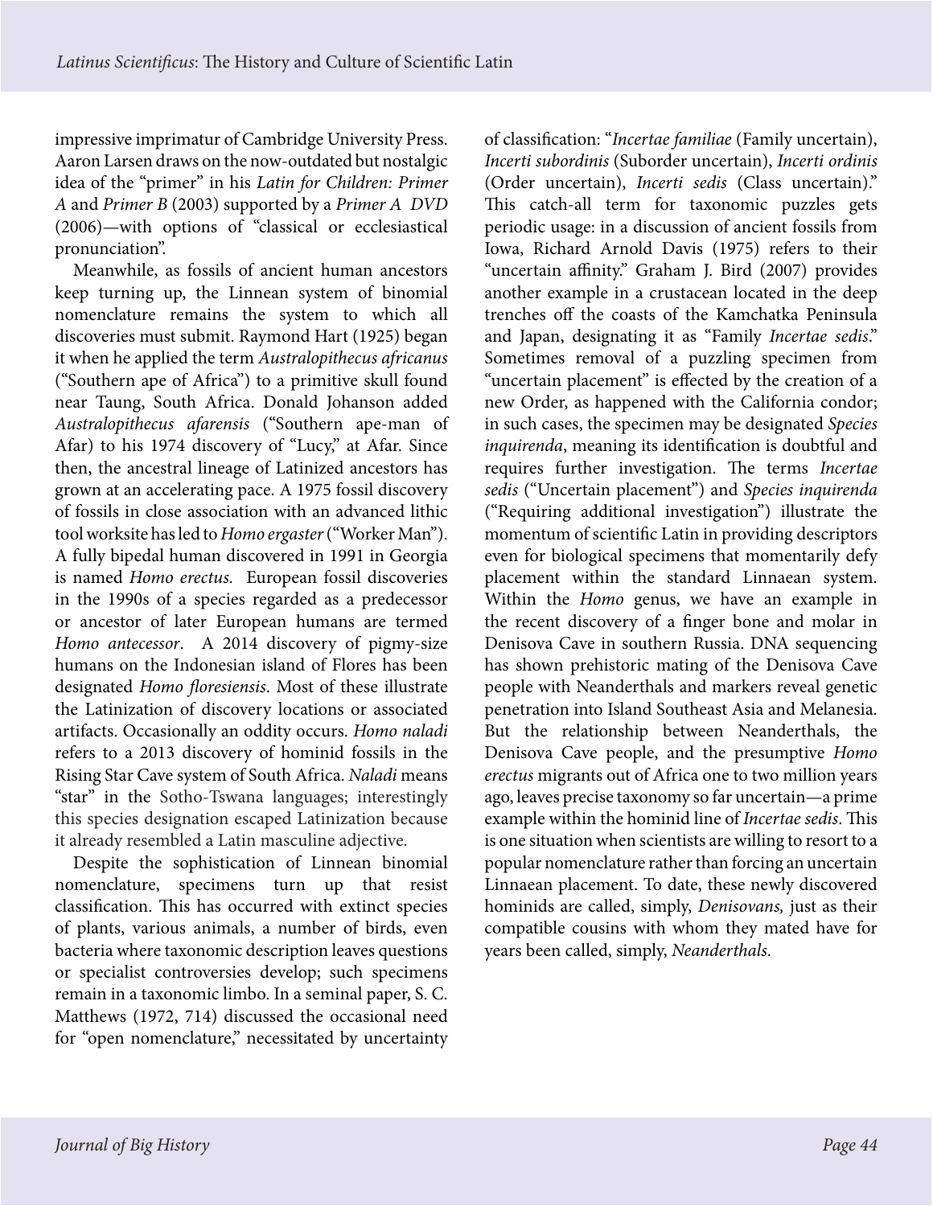impressive imprimatur of Cambridge University Press. Aaron Larsen draws on the now-outdated but nostalgic idea of the "primer" in his *Latin for Children: Primer A* and *Primer B* (2003) supported by a *Primer A DVD* (2006)—with options of "classical or ecclesiastical pronunciation".

Meanwhile, as fossils of ancient human ancestors keep turning up, the Linnean system of binomial nomenclature remains the system to which all discoveries must submit. Raymond Hart (1925) began it when he applied the term *Australopithecus africanus* ("Southern ape of Africa") to a primitive skull found near Taung, South Africa. Donald Johanson added *Australopithecus afarensis* ("Southern ape-man of Afar) to his 1974 discovery of "Lucy," at Afar. Since then, the ancestral lineage of Latinized ancestors has grown at an accelerating pace. A 1975 fossil discovery of fossils in close association with an advanced lithic tool worksite has led to *Homo ergaster* ("Worker Man"). A fully bipedal human discovered in 1991 in Georgia is named *Homo erectus.* European fossil discoveries in the 1990s of a species regarded as a predecessor or ancestor of later European humans are termed *Homo antecessor*. A 2014 discovery of pigmy-size humans on the Indonesian island of Flores has been designated *Homo floresiensis*. Most of these illustrate the Latinization of discovery locations or associated artifacts. Occasionally an oddity occurs. *Homo naladi* refers to a 2013 discovery of hominid fossils in the Rising Star Cave system of South Africa. *Naladi* means "star" in the Sotho-Tswana languages; interestingly this species designation escaped Latinization because it already resembled a Latin masculine adjective.

Despite the sophistication of Linnean binomial nomenclature, specimens turn up that resist classification. This has occurred with extinct species of plants, various animals, a number of birds, even bacteria where taxonomic description leaves questions or specialist controversies develop; such specimens remain in a taxonomic limbo. In a seminal paper, S. C. Matthews (1972, 714) discussed the occasional need for "open nomenclature," necessitated by uncertainty of classification: "*Incertae familiae* (Family uncertain), *Incerti subordinis* (Suborder uncertain), *Incerti ordinis* (Order uncertain), *Incerti sedis* (Class uncertain)." This catch-all term for taxonomic puzzles gets periodic usage: in a discussion of ancient fossils from Iowa, Richard Arnold Davis (1975) refers to their "uncertain affinity." Graham J. Bird (2007) provides another example in a crustacean located in the deep trenches off the coasts of the Kamchatka Peninsula and Japan, designating it as "Family *Incertae sedis*." Sometimes removal of a puzzling specimen from "uncertain placement" is effected by the creation of a new Order, as happened with the California condor; in such cases, the specimen may be designated *Species inquirenda*, meaning its identification is doubtful and requires further investigation. The terms *Incertae sedis* ("Uncertain placement") and *Species inquirenda* ("Requiring additional investigation") illustrate the momentum of scientific Latin in providing descriptors even for biological specimens that momentarily defy placement within the standard Linnaean system. Within the *Homo* genus, we have an example in the recent discovery of a finger bone and molar in Denisova Cave in southern Russia. DNA sequencing has shown prehistoric mating of the Denisova Cave people with Neanderthals and markers reveal genetic penetration into Island Southeast Asia and Melanesia. But the relationship between Neanderthals, the Denisova Cave people, and the presumptive *Homo erectus* migrants out of Africa one to two million years ago, leaves precise taxonomy so far uncertain—a prime example within the hominid line of *Incertae sedis*. This is one situation when scientists are willing to resort to a popular nomenclature rather than forcing an uncertain Linnaean placement. To date, these newly discovered hominids are called, simply, *Denisovans,* just as their compatible cousins with whom they mated have for years been called, simply, *Neanderthals*.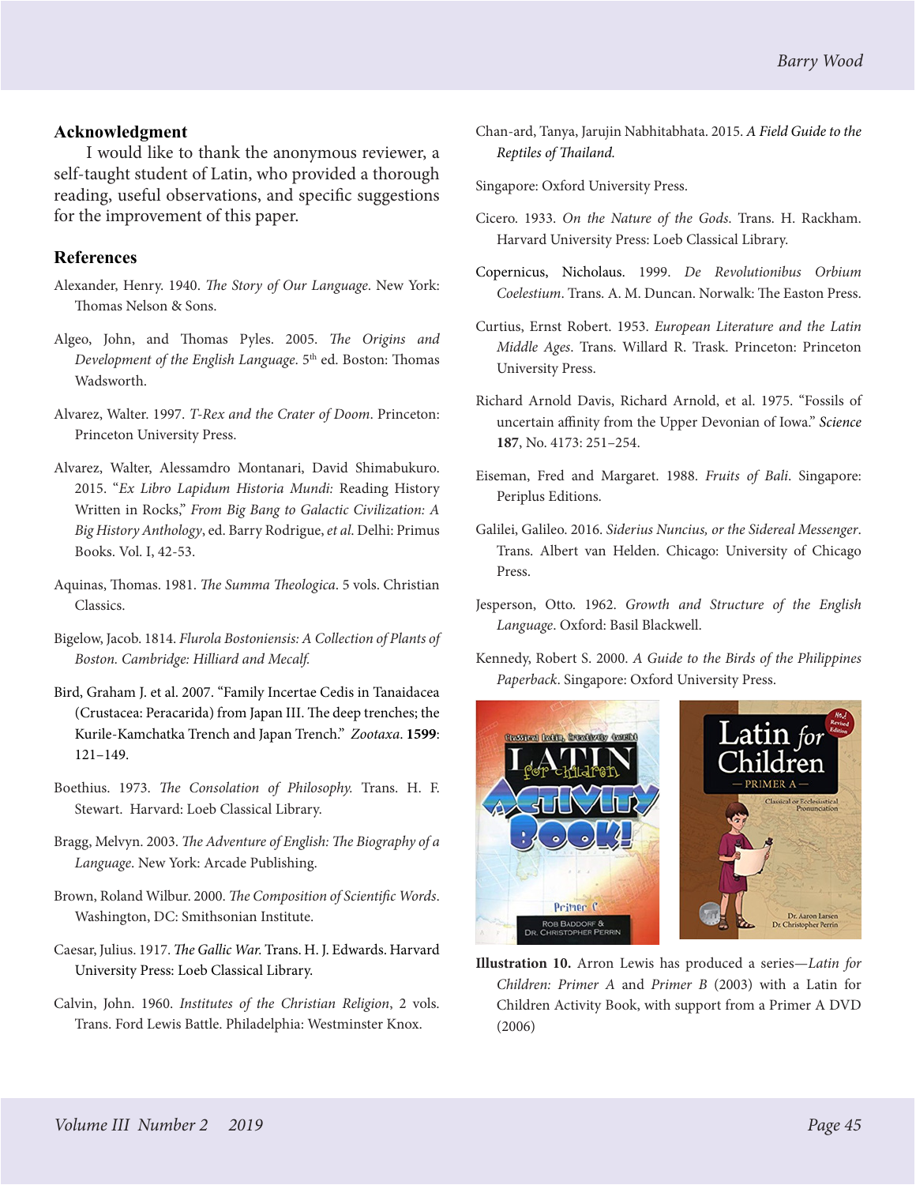## Acknowledgment

I would like to thank the anonymous reviewer, a self-taught student of Latin, who provided a thorough reading, useful observations, and specific suggestions for the improvement of this paper.

## References

Alexander, Henry. 1940. *The Story of Our Language*. New York: Thomas Nelson & Sons.

Algeo, John, and Thomas Pyles. 2005. *The Origins and Development of the English Language*. 5th ed. Boston: Thomas Wadsworth.

Alvarez, Walter. 1997. *T-Rex and the Crater of Doom*. Princeton: Princeton University Press.

Alvarez, Walter, Alessamdro Montanari, David Shimabukuro. 2015. "*Ex Libro Lapidum Historia Mundi:* Reading History Written in Rocks," *From Big Bang to Galactic Civilization: A Big History Anthology*, ed. Barry Rodrigue, *et al*. Delhi: Primus Books. Vol. I, 42-53.

Aquinas, Thomas. 1981. *The Summa Theologica*. 5 vols. Christian Classics.

Bigelow, Jacob. 1814. *Flurola Bostoniensis: A Collection of Plants of Boston. Cambridge: Hilliard and Mecalf.*

Bird, Graham J. et al. 2007. "Family Incertae Cedis in Tanaidacea (Crustacea: Peracarida) from Japan III. The deep trenches; the Kurile-Kamchatka Trench and Japan Trench." *Zootaxa*. **1599**: 121–149.

Boethius. 1973. *The Consolation of Philosophy.* Trans. H. F. Stewart. Harvard: Loeb Classical Library.

Bragg, Melvyn. 2003. *The Adventure of English: The Biography of a Language*. New York: Arcade Publishing.

Brown, Roland Wilbur. 2000. *The Composition of Scientific Words*. Washington, DC: Smithsonian Institute.

Caesar, Julius. 1917. *The Gallic War.* Trans. H. J. Edwards. Harvard University Press: Loeb Classical Library.

Calvin, John. 1960. *Institutes of the Christian Religion*, 2 vols. Trans. Ford Lewis Battle. Philadelphia: Westminster Knox.

Chan-ard, Tanya, Jarujin Nabhitabhata. 2015. *A Field Guide to the Reptiles of Thailand.*

Singapore: Oxford University Press.

Cicero. 1933. *On the Nature of the Gods*. Trans. H. Rackham. Harvard University Press: Loeb Classical Library.

Copernicus, Nicholaus. 1999. *De Revolutionibus Orbium Coelestium*. Trans. A. M. Duncan. Norwalk: The Easton Press.

Curtius, Ernst Robert. 1953. *European Literature and the Latin Middle Ages*. Trans. Willard R. Trask. Princeton: Princeton University Press.

Richard Arnold Davis, Richard Arnold, et al. 1975. "Fossils of uncertain affinity from the Upper Devonian of Iowa." *Science* **187**, No. 4173: 251–254.

Eiseman, Fred and Margaret. 1988. *Fruits of Bali*. Singapore: Periplus Editions.

Galilei, Galileo. 2016. *Siderius Nuncius, or the Sidereal Messenger*. Trans. Albert van Helden. Chicago: University of Chicago Press.

Jesperson, Otto. 1962. *Growth and Structure of the English Language*. Oxford: Basil Blackwell.

Kennedy, Robert S. 2000. *A Guide to the Birds of the Philippines Paperback*. Singapore: Oxford University Press.

**Illustration 10.** Arron Lewis has produced a series—*Latin for Children: Primer A* and *Primer B* (2003) with a Latin for Children Activity Book, with support from a Primer A DVD (2006)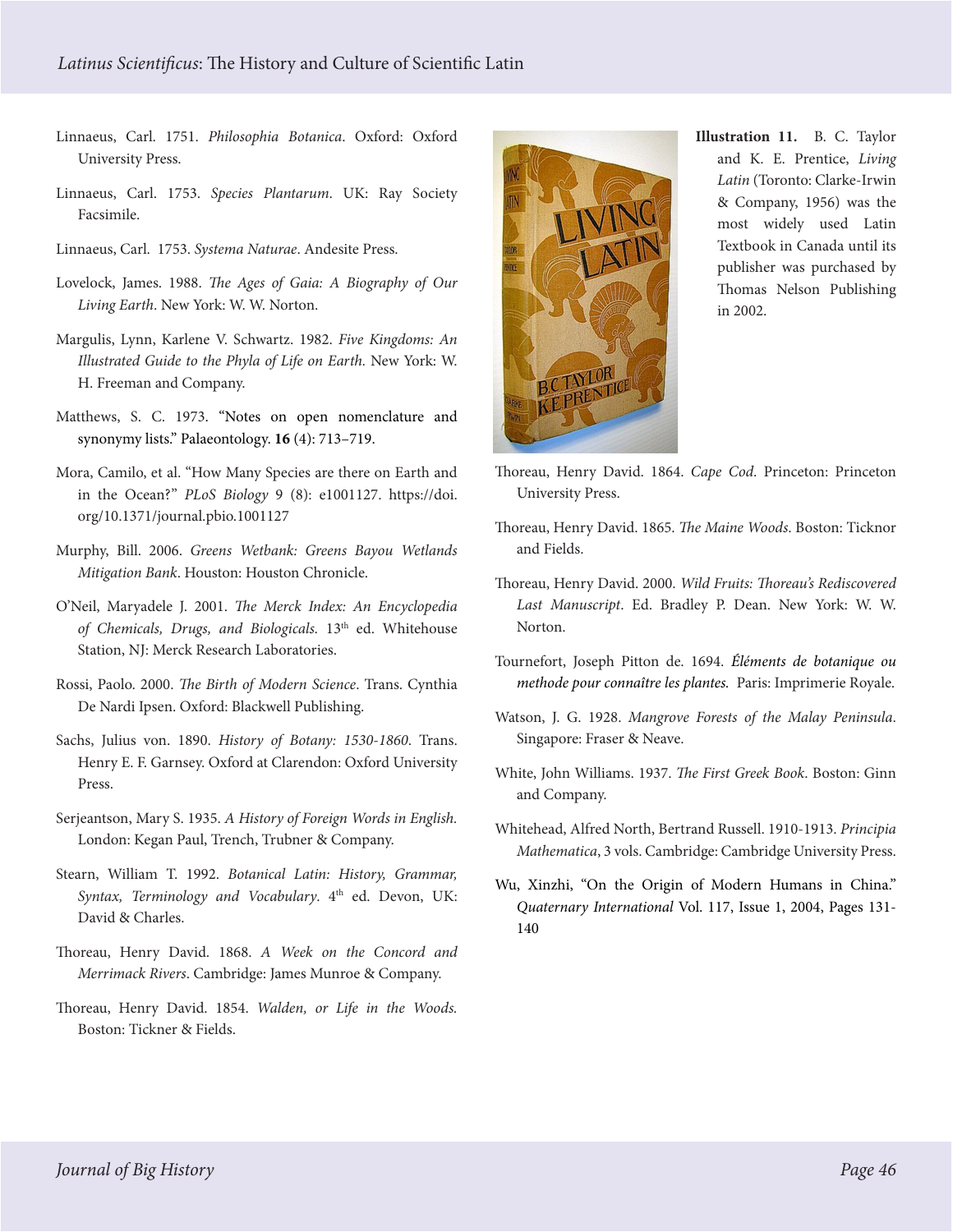Linnaeus, Carl. 1751. *Philosophia Botanica*. Oxford: Oxford University Press.

Linnaeus, Carl. 1753. *Species Plantarum*. UK: Ray Society Facsimile.

Linnaeus, Carl. 1753. *Systema Naturae*. Andesite Press.

Lovelock, James. 1988. *The Ages of Gaia: A Biography of Our Living Earth*. New York: W. W. Norton.

Margulis, Lynn, Karlene V. Schwartz. 1982. *Five Kingdoms: An Illustrated Guide to the Phyla of Life on Earth.* New York: W. H. Freeman and Company.

Matthews, S. C. 1973. "Notes on open nomenclature and synonymy lists." Palaeontology. **16** (4): 713–719.

Mora, Camilo, et al. "How Many Species are there on Earth and in the Ocean?" *PLoS Biology* 9 (8): e1001127. https://doi.org/10.1371/journal.pbio.1001127

Murphy, Bill. 2006. *Greens Wetbank: Greens Bayou Wetlands Mitigation Bank*. Houston: Houston Chronicle.

O'Neil, Maryadele J. 2001. *The Merck Index: An Encyclopedia of Chemicals, Drugs, and Biologicals.* 13th ed. Whitehouse Station, NJ: Merck Research Laboratories.

Rossi, Paolo. 2000. *The Birth of Modern Science*. Trans. Cynthia De Nardi Ipsen. Oxford: Blackwell Publishing.

Sachs, Julius von. 1890. *History of Botany: 1530-1860*. Trans. Henry E. F. Garnsey. Oxford at Clarendon: Oxford University Press.

Serjeantson, Mary S. 1935. *A History of Foreign Words in English.* London: Kegan Paul, Trench, Trubner & Company.

Stearn, William T. 1992. *Botanical Latin: History, Grammar, Syntax, Terminology and Vocabulary*. 4th ed. Devon, UK: David & Charles.

Thoreau, Henry David. 1868. *A Week on the Concord and Merrimack Rivers*. Cambridge: James Munroe & Company.

Thoreau, Henry David. 1854. *Walden, or Life in the Woods.* Boston: Tickner & Fields.

**Illustration 11.** B. C. Taylor and K. E. Prentice, *Living Latin* (Toronto: Clarke-Irwin & Company, 1956) was the most widely used Latin Textbook in Canada until its publisher was purchased by Thomas Nelson Publishing in 2002.

Thoreau, Henry David. 1864. *Cape Cod*. Princeton: Princeton University Press.

Thoreau, Henry David. 1865. *The Maine Woods*. Boston: Ticknor and Fields.

Thoreau, Henry David. 2000. *Wild Fruits: Thoreau's Rediscovered Last Manuscript*. Ed. Bradley P. Dean. New York: W. W. Norton.

Tournefort, Joseph Pitton de. 1694. *Éléments de botanique ou methode pour connaître les plantes.* Paris: Imprimerie Royale.

Watson, J. G. 1928. *Mangrove Forests of the Malay Peninsula*. Singapore: Fraser & Neave.

White, John Williams. 1937. *The First Greek Book*. Boston: Ginn and Company.

Whitehead, Alfred North, Bertrand Russell. 1910-1913. *Principia Mathematica*, 3 vols. Cambridge: Cambridge University Press.

Wu, Xinzhi, "On the Origin of Modern Humans in China." *Quaternary International* Vol. 117, Issue 1, 2004, Pages 131-140